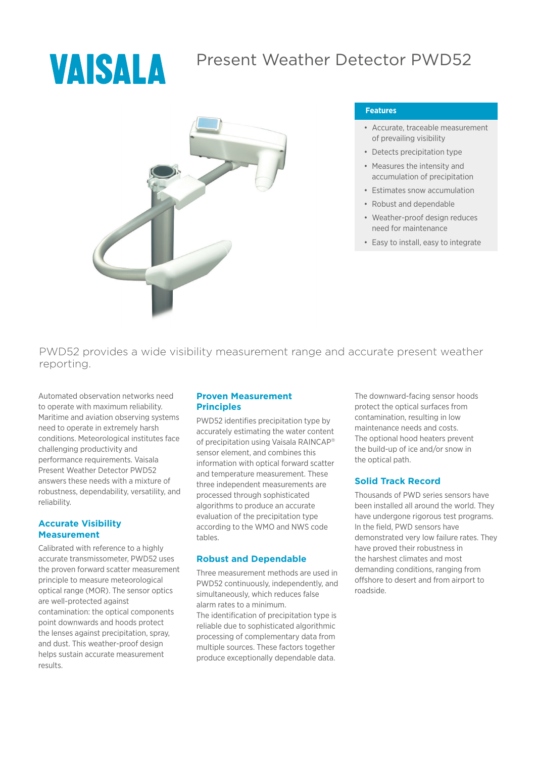# Present Weather Detector PWD52

**Features**

- Accurate, traceable measurement of prevailing visibility
- Detects precipitation type
- Measures the intensity and accumulation of precipitation
- Estimates snow accumulation
- Robust and dependable
- Weather-proof design reduces need for maintenance
- Easy to install, easy to integrate

PWD52 provides a wide visibility measurement range and accurate present weather reporting.

Automated observation networks need to operate with maximum reliability. Maritime and aviation observing systems need to operate in extremely harsh conditions. Meteorological institutes face challenging productivity and performance requirements. Vaisala Present Weather Detector PWD52 answers these needs with a mixture of robustness, dependability, versatility, and reliability.

## Accurate Visibility Measurement

Calibrated with reference to a highly accurate transmissometer, PWD52 uses the proven forward scatter measurement principle to measure meteorological optical range (MOR). The sensor optics are well-protected against contamination: the optical components point downwards and hoods protect the lenses against precipitation, spray, and dust. This weather-proof design helps sustain accurate measurement results.

## Proven Measurement Principles

PWD52 identifies precipitation type by accurately estimating the water content of precipitation using Vaisala RAINCAP® sensor element, and combines this information with optical forward scatter and temperature measurement. These three independent measurements are processed through sophisticated algorithms to produce an accurate evaluation of the precipitation type according to the WMO and NWS code tables.

## Robust and Dependable

Three measurement methods are used in PWD52 continuously, independently, and simultaneously, which reduces false alarm rates to a minimum.
The identification of precipitation type is reliable due to sophisticated algorithmic processing of complementary data from multiple sources. These factors together produce exceptionally dependable data.

The downward-facing sensor hoods protect the optical surfaces from contamination, resulting in low maintenance needs and costs.
The optional hood heaters prevent the build-up of ice and/or snow in the optical path.

## Solid Track Record

Thousands of PWD series sensors have been installed all around the world. They have undergone rigorous test programs. In the field, PWD sensors have demonstrated very low failure rates. They have proved their robustness in the harshest climates and most demanding conditions, ranging from offshore to desert and from airport to roadside.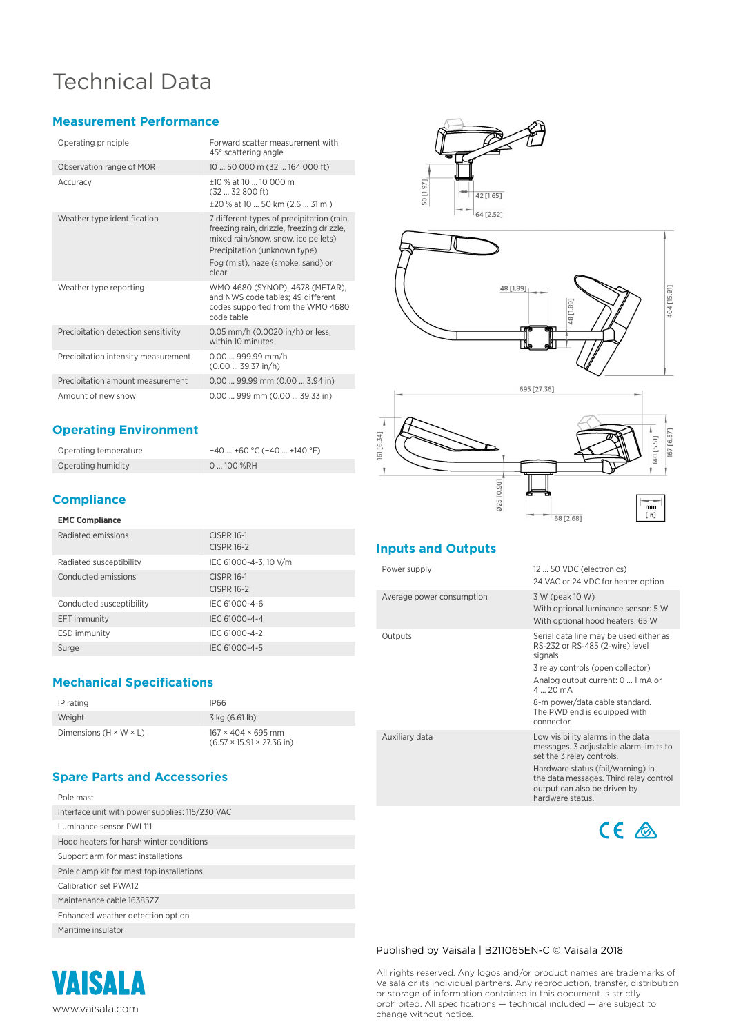# Technical Data

## Measurement Performance

| | |
|---|---|
| Operating principle | Forward scatter measurement with 45° scattering angle |
| Observation range of MOR | 10 ... 50 000 m (32 ... 164 000 ft) |
| Accuracy | ±10 % at 10 ... 10 000 m (32 ... 32 800 ft)<br>±20 % at 10 ... 50 km (2.6 ... 31 mi) |
| Weather type identification | 7 different types of precipitation (rain, freezing rain, drizzle, freezing drizzle, mixed rain/snow, snow, ice pellets)<br>Precipitation (unknown type)<br>Fog (mist), haze (smoke, sand) or clear |
| Weather type reporting | WMO 4680 (SYNOP), 4678 (METAR), and NWS code tables; 49 different codes supported from the WMO 4680 code table |
| Precipitation detection sensitivity | 0.05 mm/h (0.0020 in/h) or less, within 10 minutes |
| Precipitation intensity measurement | 0.00 ... 999.99 mm/h (0.00 ... 39.37 in/h) |
| Precipitation amount measurement | 0.00 ... 99.99 mm (0.00 ... 3.94 in) |
| Amount of new snow | 0.00 ... 999 mm (0.00 ... 39.33 in) |

## Operating Environment

| | |
|---|---|
| Operating temperature | −40 ... +60 °C (−40 ... +140 °F) |
| Operating humidity | 0 ... 100 %RH |

## Compliance

**EMC Compliance**

| | |
|---|---|
| Radiated emissions | CISPR 16-1<br>CISPR 16-2 |
| Radiated susceptibility | IEC 61000-4-3, 10 V/m |
| Conducted emissions | CISPR 16-1<br>CISPR 16-2 |
| Conducted susceptibility | IEC 61000-4-6 |
| EFT immunity | IEC 61000-4-4 |
| ESD immunity | IEC 61000-4-2 |
| Surge | IEC 61000-4-5 |

## Mechanical Specifications

| | |
|---|---|
| IP rating | IP66 |
| Weight | 3 kg (6.61 lb) |
| Dimensions (H × W × L) | 167 × 404 × 695 mm (6.57 × 15.91 × 27.36 in) |

## Spare Parts and Accessories

- Pole mast
- Interface unit with power supplies: 115/230 VAC
- Luminance sensor PWL111
- Hood heaters for harsh winter conditions
- Support arm for mast installations
- Pole clamp kit for mast top installations
- Calibration set PWA12
- Maintenance cable 16385ZZ
- Enhanced weather detection option
- Maritime insulator

50 [1.97]
42 [1.65]
64 [2.52]
48 [1.89]
48 [1.89]
404 [15.91]
695 [27.36]
161 [6.34]
140 [5.51]
167 [6.57]
Ø25 [0.98]
68 [2.68]
mm
[in]

## Inputs and Outputs

| | |
|---|---|
| Power supply | 12 ... 50 VDC (electronics)<br>24 VAC or 24 VDC for heater option |
| Average power consumption | 3 W (peak 10 W)<br>With optional luminance sensor: 5 W<br>With optional hood heaters: 65 W |
| Outputs | Serial data line may be used either as RS-232 or RS-485 (2-wire) level signals<br>3 relay controls (open collector)<br>Analog output current: 0 ... 1 mA or 4 ... 20 mA<br>8-m power/data cable standard. The PWD end is equipped with connector. |
| Auxiliary data | Low visibility alarms in the data messages. 3 adjustable alarm limits to set the 3 relay controls.<br>Hardware status (fail/warning) in the data messages. Third relay control output can also be driven by hardware status. |

VAISALA

www.vaisala.com

Published by Vaisala | B211065EN-C © Vaisala 2018

All rights reserved. Any logos and/or product names are trademarks of Vaisala or its individual partners. Any reproduction, transfer, distribution or storage of information contained in this document is strictly prohibited. All specifications — technical included — are subject to change without notice.